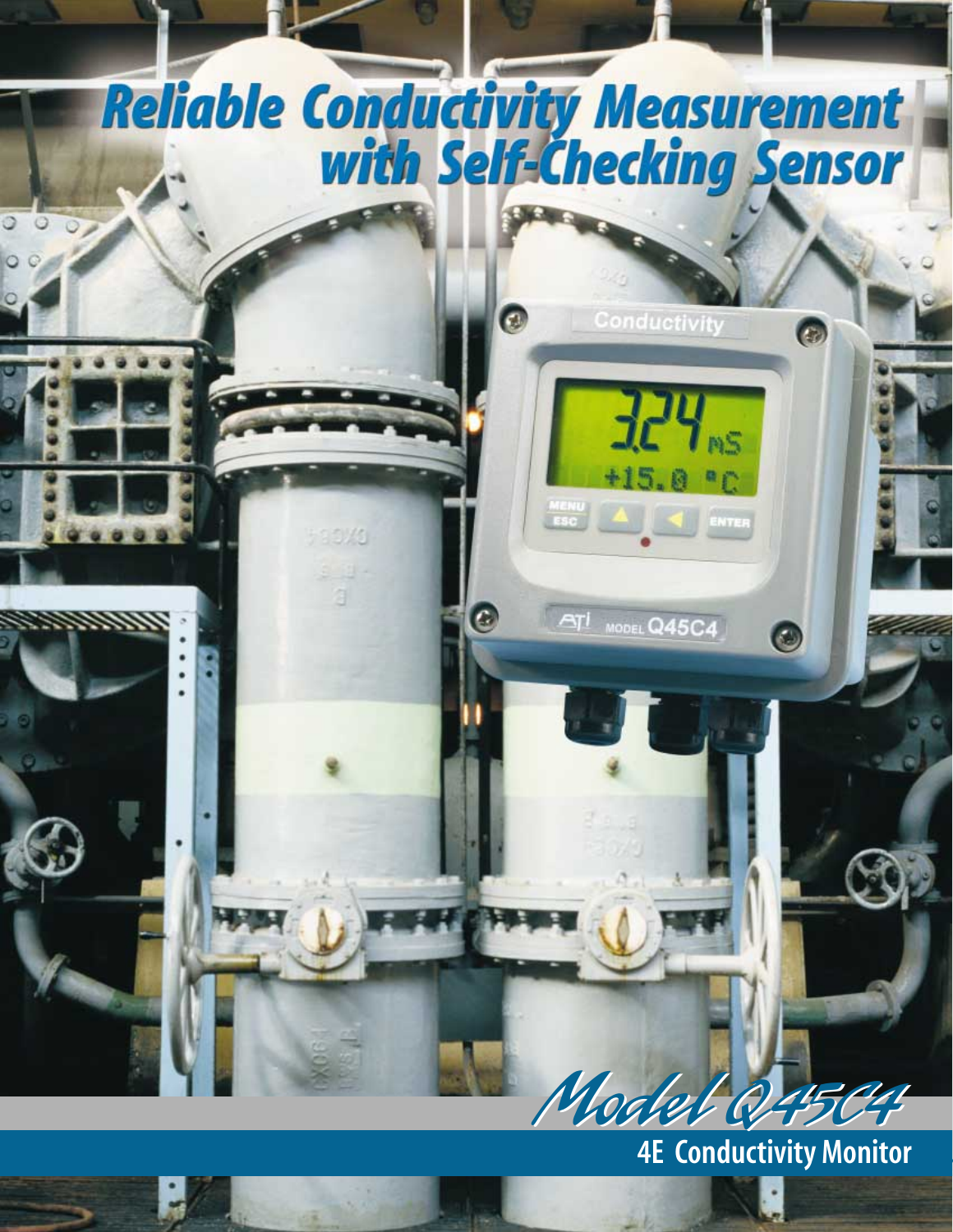# Reliable Conductivity Measurement with Self-Checking Sensor

*Model Q45C4*

## 4E Conductivity Monitor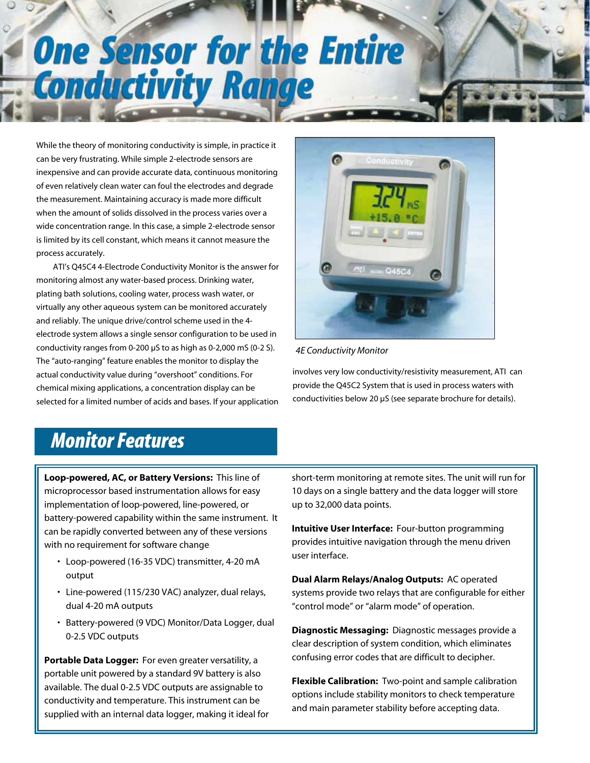# One Sensor for the Entire Conductivity Range

While the theory of monitoring conductivity is simple, in practice it can be very frustrating. While simple 2-electrode sensors are inexpensive and can provide accurate data, continuous monitoring of even relatively clean water can foul the electrodes and degrade the measurement. Maintaining accuracy is made more difficult when the amount of solids dissolved in the process varies over a wide concentration range. In this case, a simple 2-electrode sensor is limited by its cell constant, which means it cannot measure the process accurately.

ATI's Q45C4 4-Electrode Conductivity Monitor is the answer for monitoring almost any water-based process. Drinking water, plating bath solutions, cooling water, process wash water, or virtually any other aqueous system can be monitored accurately and reliably. The unique drive/control scheme used in the 4-electrode system allows a single sensor configuration to be used in conductivity ranges from 0-200 µS to as high as 0-2,000 mS (0-2 S). The "auto-ranging" feature enables the monitor to display the actual conductivity value during "overshoot" conditions. For chemical mixing applications, a concentration display can be selected for a limited number of acids and bases. If your application involves very low conductivity/resistivity measurement, ATI can provide the Q45C2 System that is used in process waters with conductivities below 20 µS (see separate brochure for details).

*4E Conductivity Monitor*

## Monitor Features

**Loop-powered, AC, or Battery Versions:** This line of microprocessor based instrumentation allows for easy implementation of loop-powered, line-powered, or battery-powered capability within the same instrument. It can be rapidly converted between any of these versions with no requirement for software change

- Loop-powered (16-35 VDC) transmitter, 4-20 mA output
- Line-powered (115/230 VAC) analyzer, dual relays, dual 4-20 mA outputs
- Battery-powered (9 VDC) Monitor/Data Logger, dual 0-2.5 VDC outputs

**Portable Data Logger:** For even greater versatility, a portable unit powered by a standard 9V battery is also available. The dual 0-2.5 VDC outputs are assignable to conductivity and temperature. This instrument can be supplied with an internal data logger, making it ideal for short-term monitoring at remote sites. The unit will run for 10 days on a single battery and the data logger will store up to 32,000 data points.

**Intuitive User Interface:** Four-button programming provides intuitive navigation through the menu driven user interface.

**Dual Alarm Relays/Analog Outputs:** AC operated systems provide two relays that are configurable for either "control mode" or "alarm mode" of operation.

**Diagnostic Messaging:** Diagnostic messages provide a clear description of system condition, which eliminates confusing error codes that are difficult to decipher.

**Flexible Calibration:** Two-point and sample calibration options include stability monitors to check temperature and main parameter stability before accepting data.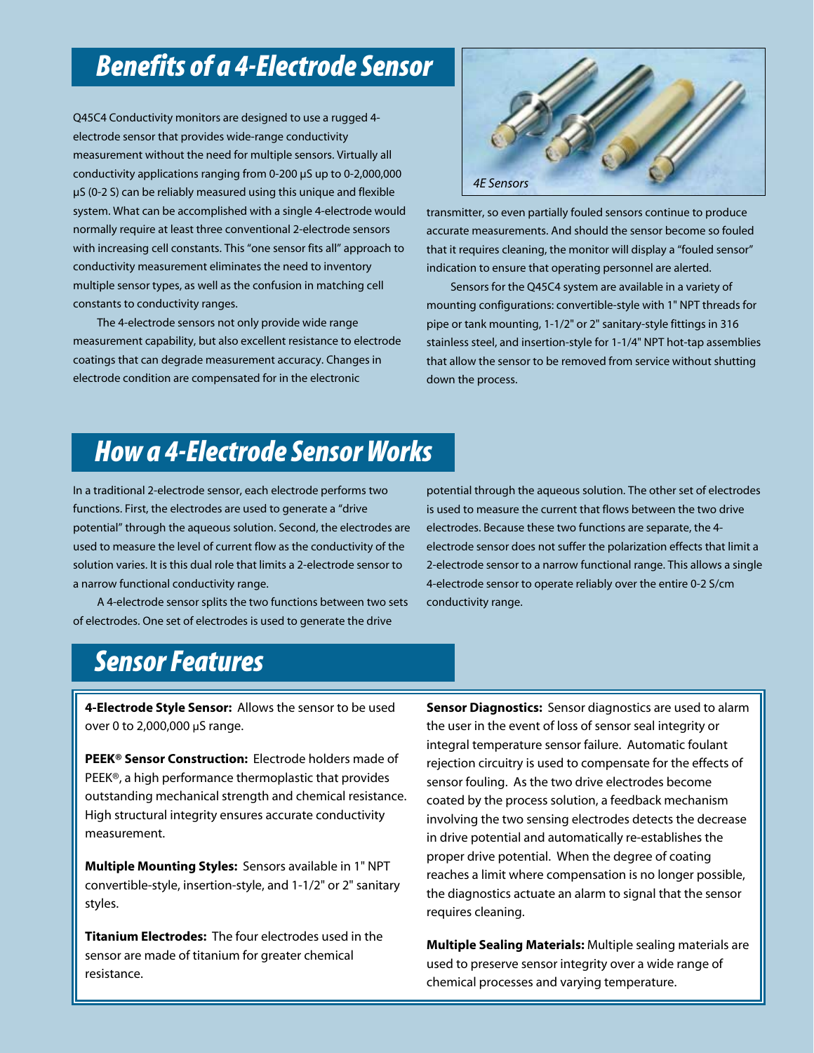## Benefits of a 4-Electrode Sensor

Q45C4 Conductivity monitors are designed to use a rugged 4-electrode sensor that provides wide-range conductivity measurement without the need for multiple sensors. Virtually all conductivity applications ranging from 0-200 μS up to 0-2,000,000 μS (0-2 S) can be reliably measured using this unique and flexible system. What can be accomplished with a single 4-electrode would normally require at least three conventional 2-electrode sensors with increasing cell constants. This "one sensor fits all" approach to conductivity measurement eliminates the need to inventory multiple sensor types, as well as the confusion in matching cell constants to conductivity ranges.

The 4-electrode sensors not only provide wide range measurement capability, but also excellent resistance to electrode coatings that can degrade measurement accuracy. Changes in electrode condition are compensated for in the electronic transmitter, so even partially fouled sensors continue to produce accurate measurements. And should the sensor become so fouled that it requires cleaning, the monitor will display a "fouled sensor" indication to ensure that operating personnel are alerted.

*4E Sensors*

Sensors for the Q45C4 system are available in a variety of mounting configurations: convertible-style with 1" NPT threads for pipe or tank mounting, 1-1/2" or 2" sanitary-style fittings in 316 stainless steel, and insertion-style for 1-1/4" NPT hot-tap assemblies that allow the sensor to be removed from service without shutting down the process.

## How a 4-Electrode Sensor Works

In a traditional 2-electrode sensor, each electrode performs two functions. First, the electrodes are used to generate a "drive potential" through the aqueous solution. Second, the electrodes are used to measure the level of current flow as the conductivity of the solution varies. It is this dual role that limits a 2-electrode sensor to a narrow functional conductivity range.

A 4-electrode sensor splits the two functions between two sets of electrodes. One set of electrodes is used to generate the drive potential through the aqueous solution. The other set of electrodes is used to measure the current that flows between the two drive electrodes. Because these two functions are separate, the 4-electrode sensor does not suffer the polarization effects that limit a 2-electrode sensor to a narrow functional range. This allows a single 4-electrode sensor to operate reliably over the entire 0-2 S/cm conductivity range.

## Sensor Features

**4-Electrode Style Sensor:** Allows the sensor to be used over 0 to 2,000,000 μS range.

**PEEK® Sensor Construction:** Electrode holders made of PEEK®, a high performance thermoplastic that provides outstanding mechanical strength and chemical resistance. High structural integrity ensures accurate conductivity measurement.

**Multiple Mounting Styles:** Sensors available in 1" NPT convertible-style, insertion-style, and 1-1/2" or 2" sanitary styles.

**Titanium Electrodes:** The four electrodes used in the sensor are made of titanium for greater chemical resistance.

**Sensor Diagnostics:** Sensor diagnostics are used to alarm the user in the event of loss of sensor seal integrity or integral temperature sensor failure. Automatic foulant rejection circuitry is used to compensate for the effects of sensor fouling. As the two drive electrodes become coated by the process solution, a feedback mechanism involving the two sensing electrodes detects the decrease in drive potential and automatically re-establishes the proper drive potential. When the degree of coating reaches a limit where compensation is no longer possible, the diagnostics actuate an alarm to signal that the sensor requires cleaning.

**Multiple Sealing Materials:** Multiple sealing materials are used to preserve sensor integrity over a wide range of chemical processes and varying temperature.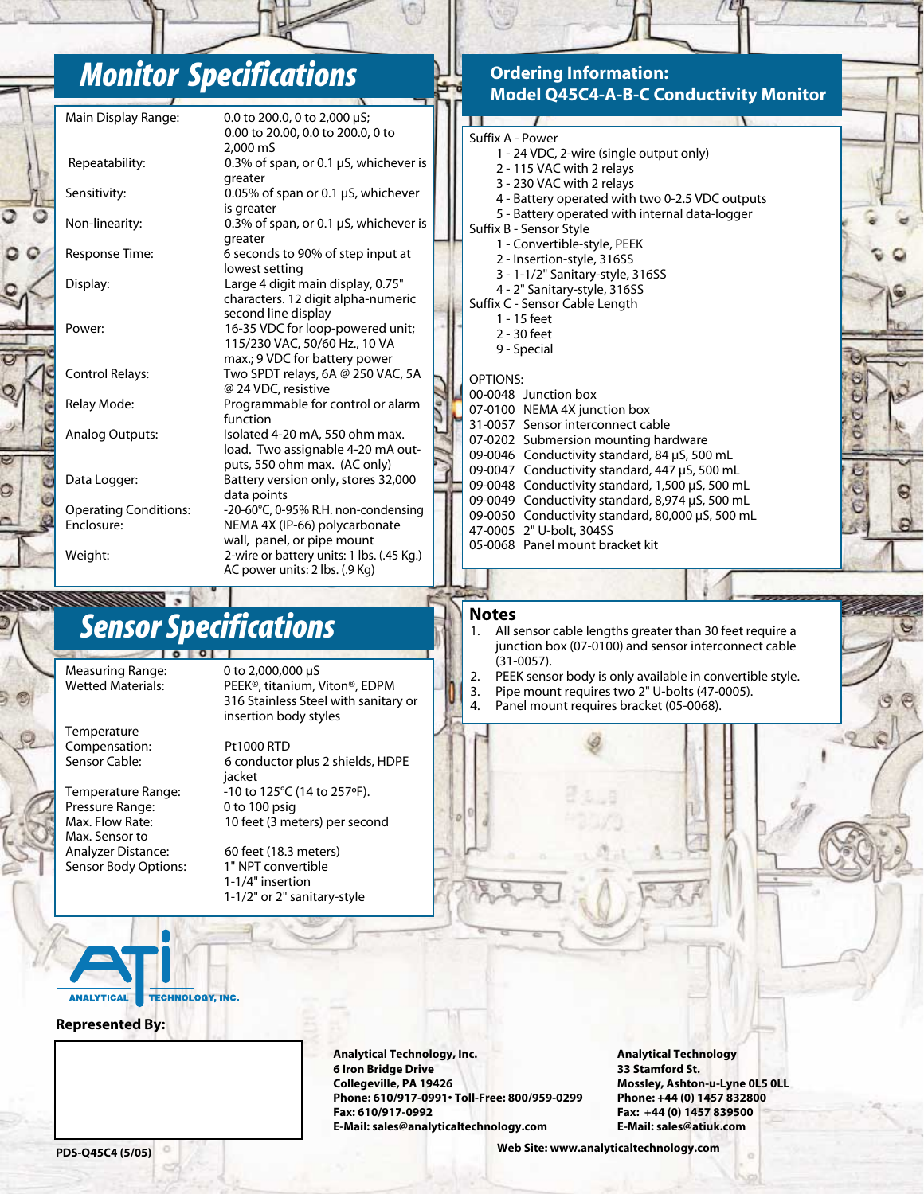## Monitor Specifications

| | |
|---|---|
| Main Display Range: | 0.0 to 200.0, 0 to 2,000 µS; 0.00 to 20.00, 0.0 to 200.0, 0 to 2,000 mS |
| Repeatability: | 0.3% of span, or 0.1 µS, whichever is greater |
| Sensitivity: | 0.05% of span or 0.1 µS, whichever is greater |
| Non-linearity: | 0.3% of span, or 0.1 µS, whichever is greater |
| Response Time: | 6 seconds to 90% of step input at lowest setting |
| Display: | Large 4 digit main display, 0.75" characters. 12 digit alpha-numeric second line display |
| Power: | 16-35 VDC for loop-powered unit; 115/230 VAC, 50/60 Hz., 10 VA max.; 9 VDC for battery power |
| Control Relays: | Two SPDT relays, 6A @ 250 VAC, 5A @ 24 VDC, resistive |
| Relay Mode: | Programmable for control or alarm function |
| Analog Outputs: | Isolated 4-20 mA, 550 ohm max. load. Two assignable 4-20 mA outputs, 550 ohm max. (AC only) |
| Data Logger: | Battery version only, stores 32,000 data points |
| Operating Conditions: | -20-60°C, 0-95% R.H. non-condensing |
| Enclosure: | NEMA 4X (IP-66) polycarbonate wall, panel, or pipe mount |
| Weight: | 2-wire or battery units: 1 lbs. (.45 Kg.) AC power units: 2 lbs. (.9 Kg) |

## Sensor Specifications

| | |
|---|---|
| Measuring Range: | 0 to 2,000,000 µS |
| Wetted Materials: | PEEK®, titanium, Viton®, EDPM 316 Stainless Steel with sanitary or insertion body styles |
| Temperature Compensation: | Pt1000 RTD |
| Sensor Cable: | 6 conductor plus 2 shields, HDPE jacket |
| Temperature Range: | -10 to 125°C (14 to 257°F). |
| Pressure Range: | 0 to 100 psig |
| Max. Flow Rate: | 10 feet (3 meters) per second |
| Max. Sensor to Analyzer Distance: | 60 feet (18.3 meters) |
| Sensor Body Options: | 1" NPT convertible<br>1-1/4" insertion<br>1-1/2" or 2" sanitary-style |

## Ordering Information: Model Q45C4-A-B-C Conductivity Monitor

Suffix A - Power
- 1 - 24 VDC, 2-wire (single output only)
- 2 - 115 VAC with 2 relays
- 3 - 230 VAC with 2 relays
- 4 - Battery operated with two 0-2.5 VDC outputs
- 5 - Battery operated with internal data-logger

Suffix B - Sensor Style
- 1 - Convertible-style, PEEK
- 2 - Insertion-style, 316SS
- 3 - 1-1/2" Sanitary-style, 316SS
- 4 - 2" Sanitary-style, 316SS

Suffix C - Sensor Cable Length
- 1 - 15 feet
- 2 - 30 feet
- 9 - Special

OPTIONS:

| | |
|---|---|
| 00-0048 | Junction box |
| 07-0100 | NEMA 4X junction box |
| 31-0057 | Sensor interconnect cable |
| 07-0202 | Submersion mounting hardware |
| 09-0046 | Conductivity standard, 84 µS, 500 mL |
| 09-0047 | Conductivity standard, 447 µS, 500 mL |
| 09-0048 | Conductivity standard, 1,500 µS, 500 mL |
| 09-0049 | Conductivity standard, 8,974 µS, 500 mL |
| 09-0050 | Conductivity standard, 80,000 µS, 500 mL |
| 47-0005 | 2" U-bolt, 304SS |
| 05-0068 | Panel mount bracket kit |

### Notes

1. All sensor cable lengths greater than 30 feet require a junction box (07-0100) and sensor interconnect cable (31-0057).
2. PEEK sensor body is only available in convertible style.
3. Pipe mount requires two 2" U-bolts (47-0005).
4. Panel mount requires bracket (05-0068).

ANALYTICAL TECHNOLOGY, INC.

**Represented By:**

**Analytical Technology, Inc.**
**6 Iron Bridge Drive**
**Collegeville, PA 19426**
**Phone: 610/917-0991• Toll-Free: 800/959-0299**
**Fax: 610/917-0992**
**E-Mail: sales@analyticaltechnology.com**

**Analytical Technology**
**33 Stamford St.**
**Mossley, Ashton-u-Lyne 0L5 0LL**
**Phone: +44 (0) 1457 832800**
**Fax: +44 (0) 1457 839500**
**E-Mail: sales@atiuk.com**

**Web Site: www.analyticaltechnology.com**

**PDS-Q45C4 (5/05)**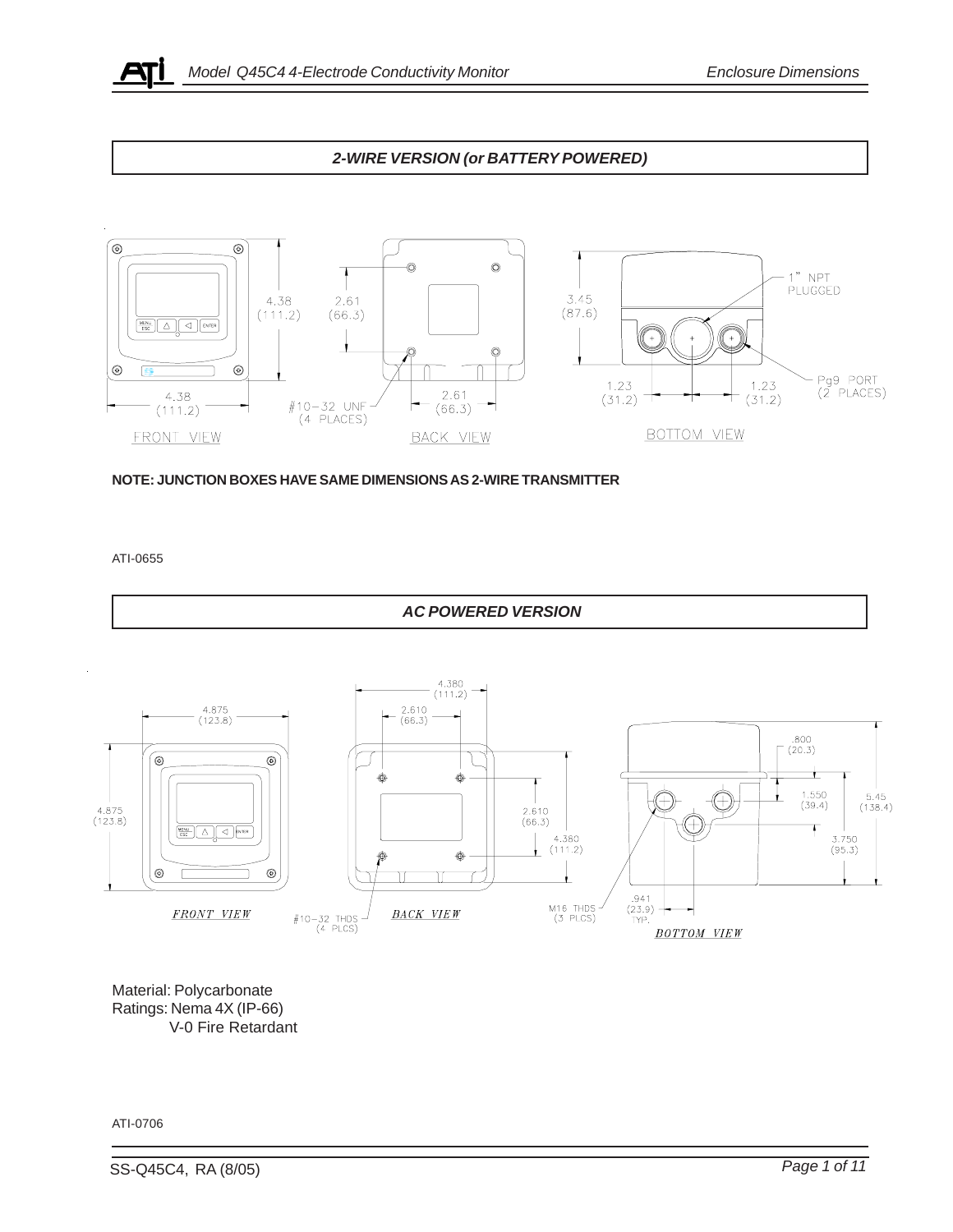## 2-WIRE VERSION (or BATTERY POWERED)

4.38 (111.2) | 2.61 (66.3) | 3.45 (87.6) | 1" NPT PLUGGED

4.38 (111.2) | #10-32 UNF (4 PLACES) | 2.61 (66.3) | 1.23 (31.2) | 1.23 (31.2) | Pg9 PORT (2 PLACES)

FRONT VIEW | BACK VIEW | BOTTOM VIEW

**NOTE: JUNCTION BOXES HAVE SAME DIMENSIONS AS 2-WIRE TRANSMITTER**

ATI-0655

## AC POWERED VERSION

4.380 (111.2) | 2.610 (66.3) | 4.875 (123.8) | .800 (20.3) | 1.550 (39.4) | 5.45 (138.4)

4.875 (123.8) | 2.610 (66.3) | 4.380 (111.2) | 3.750 (95.3)

#10-32 THDS (4 PLCS) | M16 THDS (3 PLCS) | .941 (23.9) TYP.

*FRONT VIEW* | *BACK VIEW* | *BOTTOM VIEW*

Material: Polycarbonate
Ratings: Nema 4X (IP-66)
V-0 Fire Retardant

ATI-0706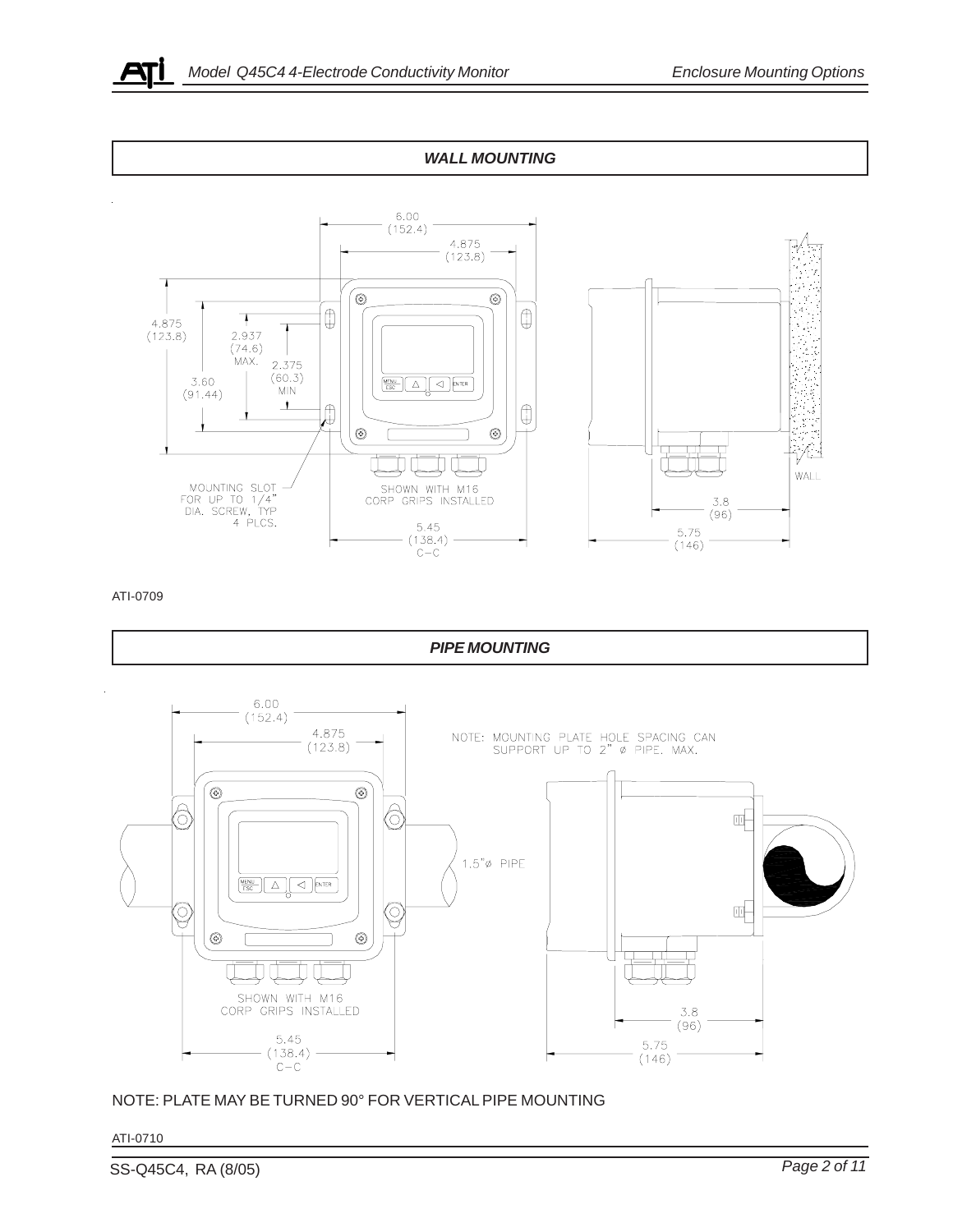## WALL MOUNTING

6.00 (152.4)

4.875 (123.8)

4.875 (123.8)

2.937 (74.6) MAX.

2.375 (60.3) MIN

3.60 (91.44)

MOUNTING SLOT FOR UP TO 1/4" DIA. SCREW, TYP 4 PLCS.

SHOWN WITH M16 CORP GRIPS INSTALLED

5.45 (138.4) C–C

3.8 (96)

5.75 (146)

WALL

ATI-0709

## PIPE MOUNTING

6.00 (152.4)

4.875 (123.8)

NOTE: MOUNTING PLATE HOLE SPACING CAN SUPPORT UP TO 2" ø PIPE. MAX.

1.5"ø PIPE

SHOWN WITH M16 CORP GRIPS INSTALLED

5.45 (138.4) C–C

3.8 (96)

5.75 (146)

NOTE: PLATE MAY BE TURNED 90° FOR VERTICAL PIPE MOUNTING

ATI-0710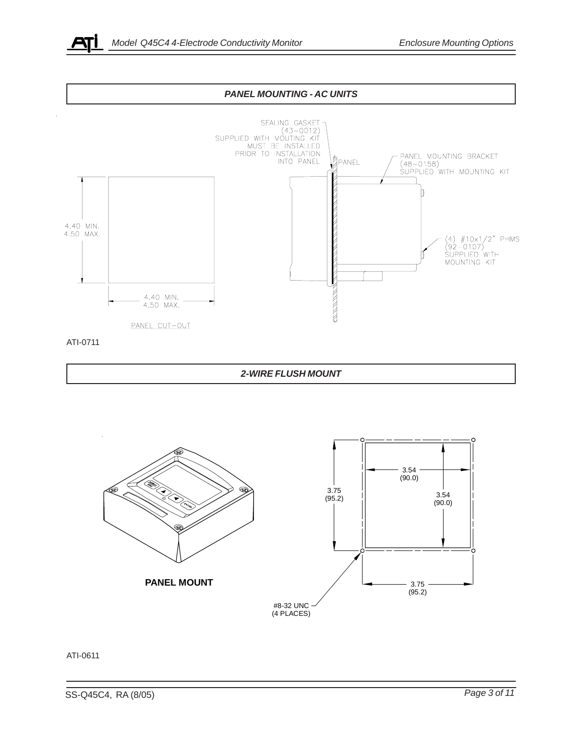## PANEL MOUNTING - AC UNITS

SEALING GASKET (43–0012) SUPPLIED WITH VOUTING KIT MUST BE INSTALLED PRIOR TO INSTALLATION INTO PANEL

PANEL

PANEL MOUNTING BRACKET (48–0158) SUPPLIED WITH MOUNTING KIT

(4) #10x1/2" PHMS (92–0107) SUPPLIED WITH MOUNTING KIT

4.40 MIN.
4.50 MAX.

4.40 MIN.
4.50 MAX.

PANEL CUT–OUT

ATI-0711

## 2-WIRE FLUSH MOUNT

**PANEL MOUNT**

3.54 (90.0)

3.54 (90.0)

3.75 (95.2)

3.75 (95.2)

#8-32 UNC (4 PLACES)

ATI-0611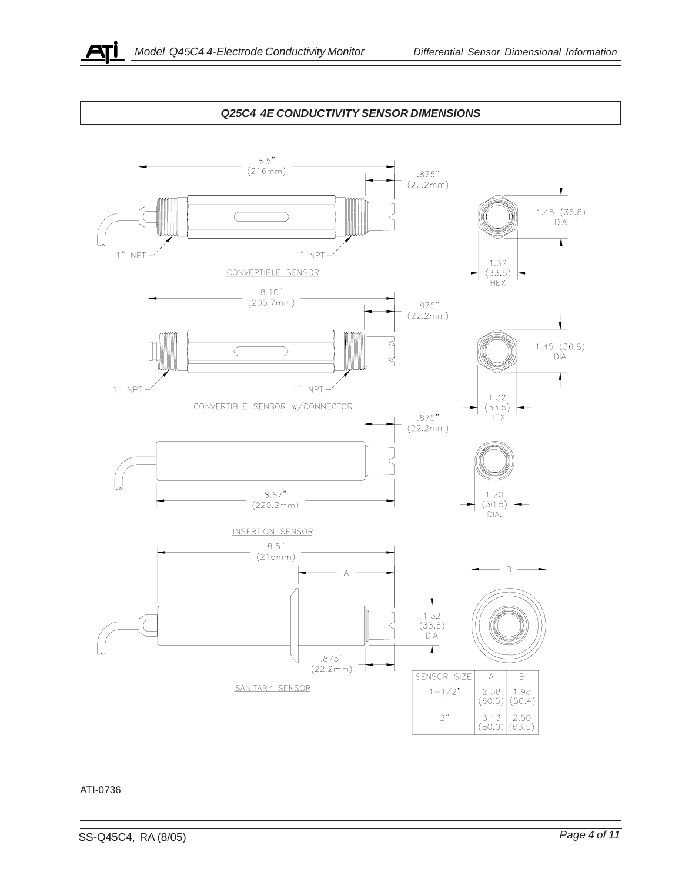## Q25C4 4E CONDUCTIVITY SENSOR DIMENSIONS

8.5" (216mm)

.875" (22.2mm)

1.45 (36.8) DIA

1" NPT

1" NPT

1.32 (33.5) HEX

CONVERTIBLE SENSOR

8.10" (205.7mm)

.875" (22.2mm)

1.45 (36.8) DIA

1" NPT

1" NPT

1.32 (33.5) HEX

CONVERTIBLE SENSOR w/CONNECTOR

.875" (22.2mm)

8.67" (220.2mm)

1.20 (30.5) DIA.

INSERTION SENSOR

8.5" (216mm)

A

B

1.32 (33.5) DIA

.875" (22.2mm)

SANITARY SENSOR

| SENSOR SIZE | A | B |
|---|---|---|
| 1-1/2" | 2.38 (60.5) | 1.98 (50.4) |
| 2" | 3.13 (80.0) | 2.50 (63.5) |

ATI-0736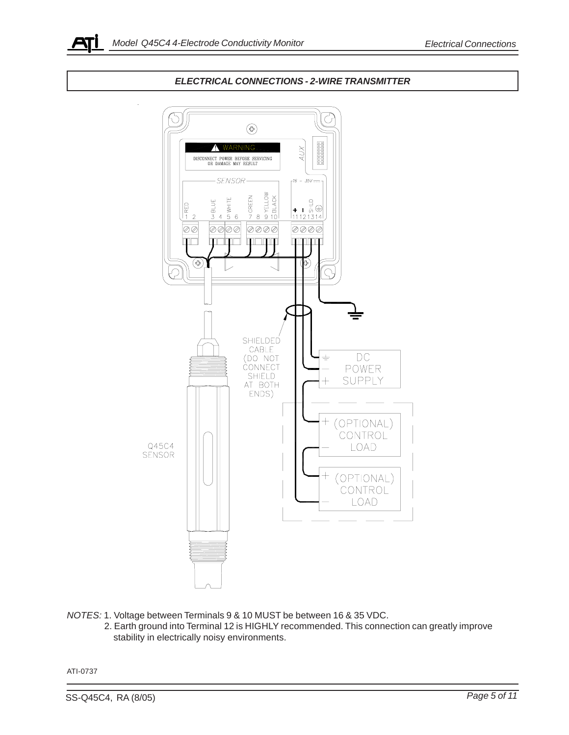## ELECTRICAL CONNECTIONS - 2-WIRE TRANSMITTER

WARNING

DISCONNECT POWER BEFORE SERVICING OR DAMAGE MAY RESULT

AUX

SENSOR

16 - 35V

RED 1 2 BLUE 3 4 WHITE 5 6 GREEN 7 8 YELLOW 9 BLACK 10

+ − SHLD ⏚ 11 12 13 14

SHIELDED CABLE (DO NOT CONNECT SHIELD AT BOTH ENDS)

DC POWER SUPPLY

(OPTIONAL) CONTROL LOAD

(OPTIONAL) CONTROL LOAD

Q45C4 SENSOR

*NOTES:* 1. Voltage between Terminals 9 & 10 MUST be between 16 & 35 VDC.

2. Earth ground into Terminal 12 is HIGHLY recommended. This connection can greatly improve stability in electrically noisy environments.

ATI-0737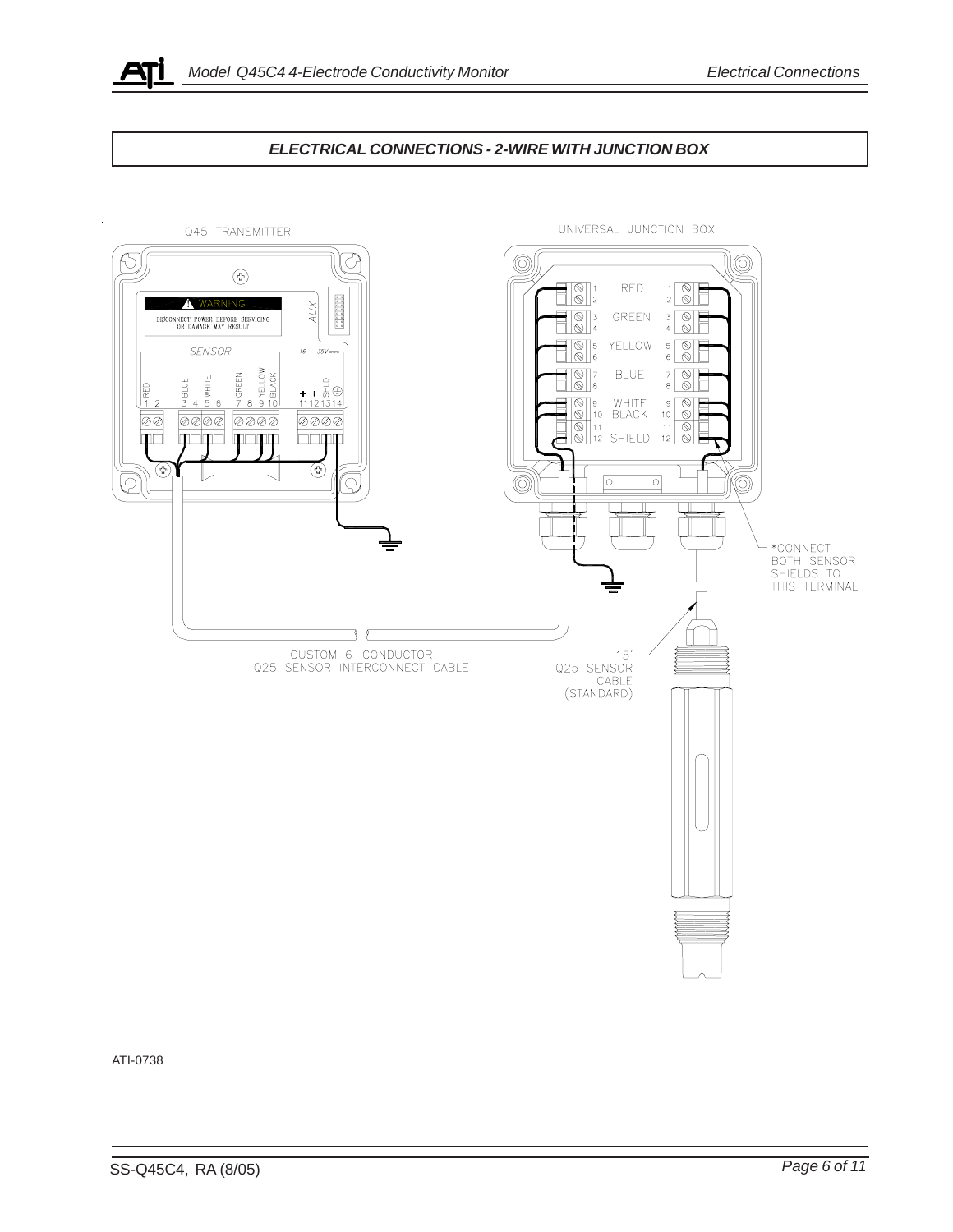## ELECTRICAL CONNECTIONS - 2-WIRE WITH JUNCTION BOX

Q45 TRANSMITTER

WARNING

DISCONNECT POWER BEFORE SERVICING OR DAMAGE MAY RESULT

AUX

SENSOR

RED 1 2 BLUE 3 4 WHITE 5 6 GREEN 7 8 YELLOW 9 BLACK 10

16 - 35V

+ − SHLD 11 12 13 14

UNIVERSAL JUNCTION BOX

1 2 RED 1 2

3 4 GREEN 3 4

5 6 YELLOW 5 6

7 8 BLUE 7 8

9 10 WHITE BLACK 9 10

11 12 SHIELD 11 12

*CONNECT BOTH SENSOR SHIELDS TO THIS TERMINAL

CUSTOM 6-CONDUCTOR Q25 SENSOR INTERCONNECT CABLE

15' Q25 SENSOR CABLE (STANDARD)

ATI-0738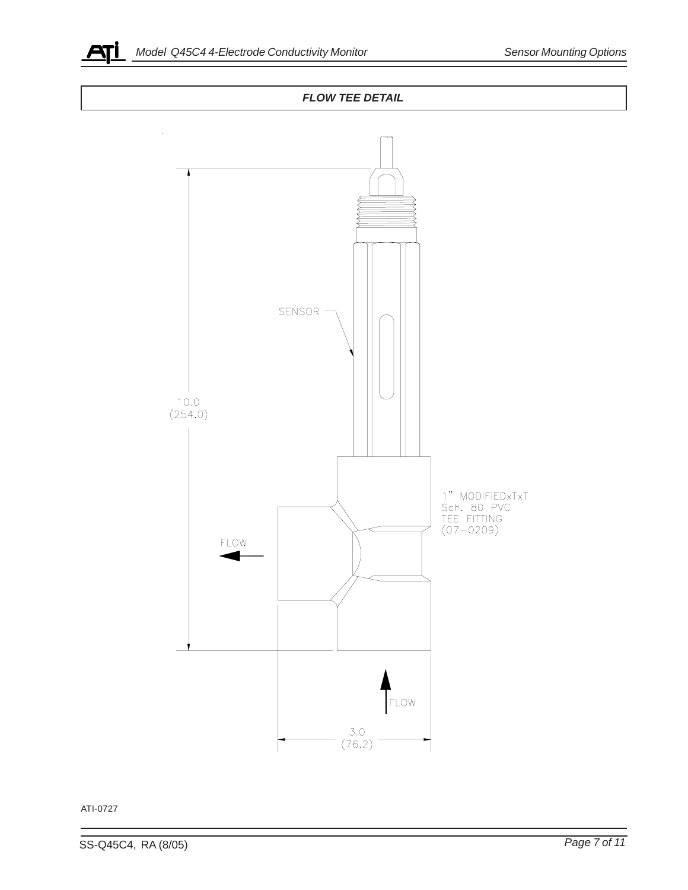## FLOW TEE DETAIL

SENSOR

10.0
(254.0)

1" MODIFIEDxTxT
Sch. 80 PVC
TEE FITTING
(07-0209)

FLOW

FLOW

3.0
(76.2)

ATI-0727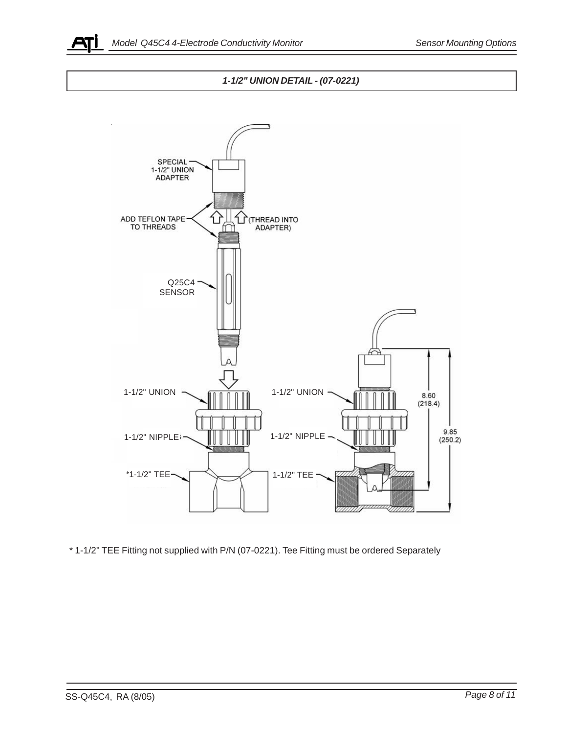## 1-1/2" UNION DETAIL - (07-0221)

SPECIAL 1-1/2" UNION ADAPTER

ADD TEFLON TAPE TO THREADS

(THREAD INTO ADAPTER)

Q25C4 SENSOR

1-1/2" UNION

1-1/2" NIPPLE

*1-1/2" TEE

1-1/2" UNION

1-1/2" NIPPLE

1-1/2" TEE

8.60 (218.4)

9.85 (250.2)

* 1-1/2" TEE Fitting not supplied with P/N (07-0221). Tee Fitting must be ordered Separately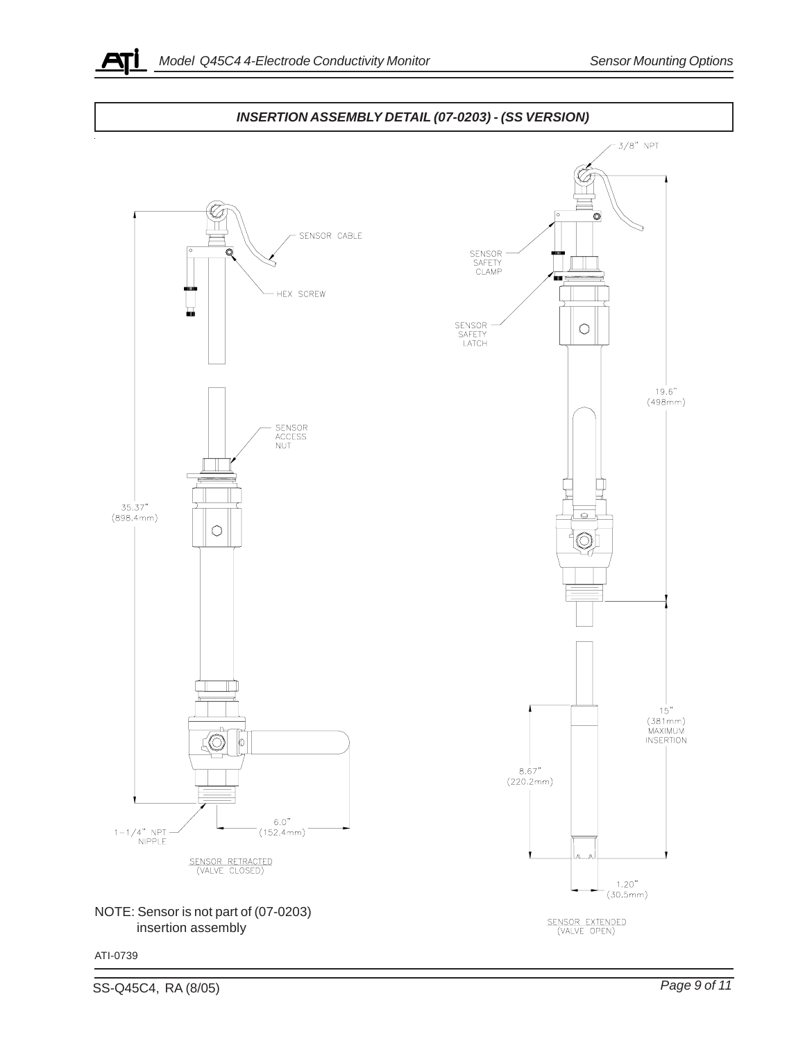## INSERTION ASSEMBLY DETAIL (07-0203) - (SS VERSION)

SENSOR CABLE

HEX SCREW

SENSOR ACCESS NUT

35.37"
(898.4mm)

1-1/4" NPT NIPPLE

6.0"
(152.4mm)

SENSOR RETRACTED
(VALVE CLOSED)

3/8" NPT

SENSOR SAFETY CLAMP

SENSOR SAFETY LATCH

19.6"
(498mm)

15"
(381mm)
MAXIMUM INSERTION

8.67"
(220.2mm)

1.20"
(30.5mm)

SENSOR EXTENDED
(VALVE OPEN)

NOTE: Sensor is not part of (07-0203) insertion assembly

ATI-0739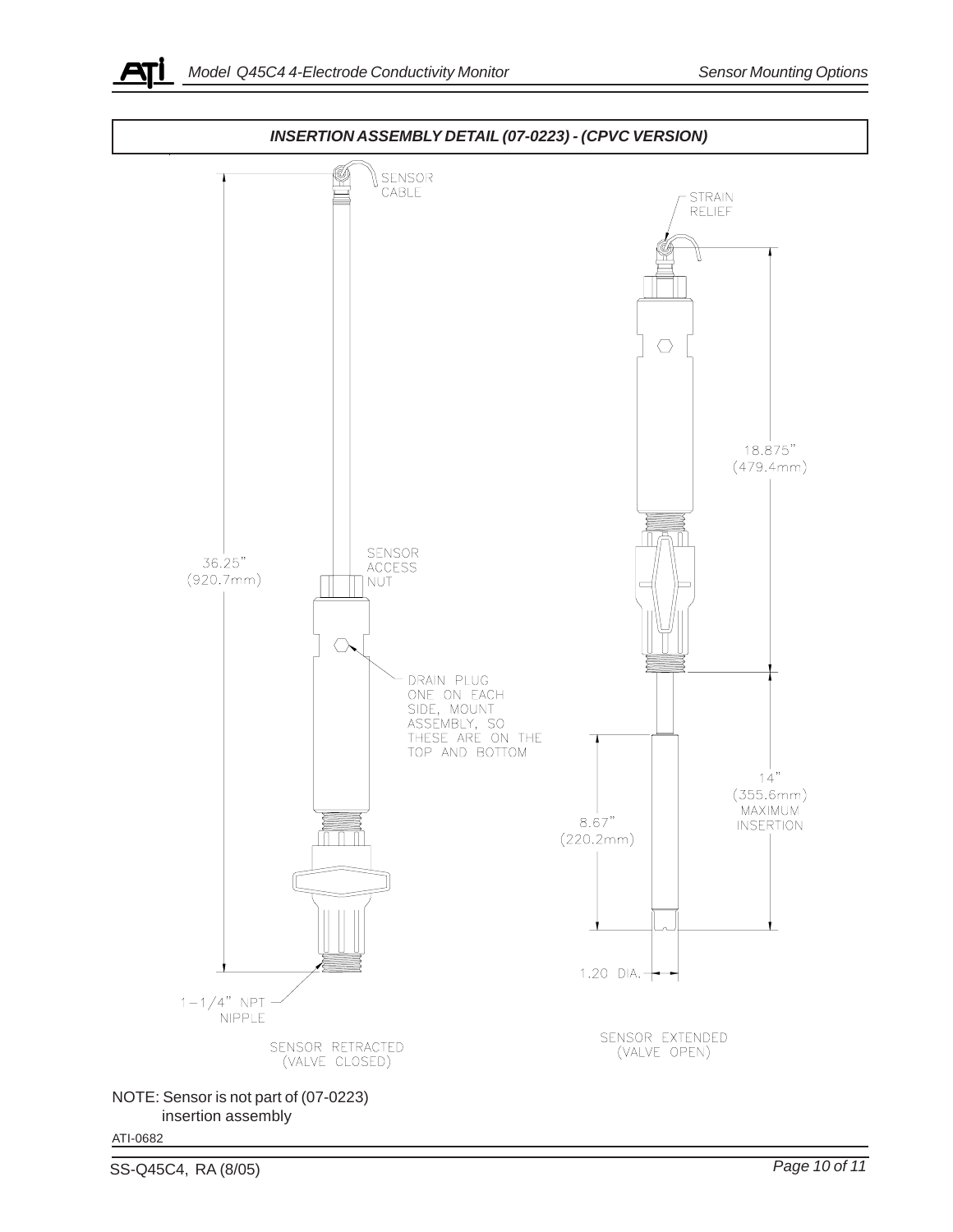## INSERTION ASSEMBLY DETAIL (07-0223) - (CPVC VERSION)

SENSOR CABLE

STRAIN RELIEF

18.875" (479.4mm)

36.25" (920.7mm)

SENSOR ACCESS NUT

DRAIN PLUG ONE ON EACH SIDE, MOUNT ASSEMBLY, SO THESE ARE ON THE TOP AND BOTTOM

14" (355.6mm) MAXIMUM INSERTION

8.67" (220.2mm)

1.20 DIA.

1-1/4" NPT NIPPLE

SENSOR RETRACTED (VALVE CLOSED)

SENSOR EXTENDED (VALVE OPEN)

NOTE: Sensor is not part of (07-0223) insertion assembly

ATI-0682

SS-Q45C4, RA (8/05)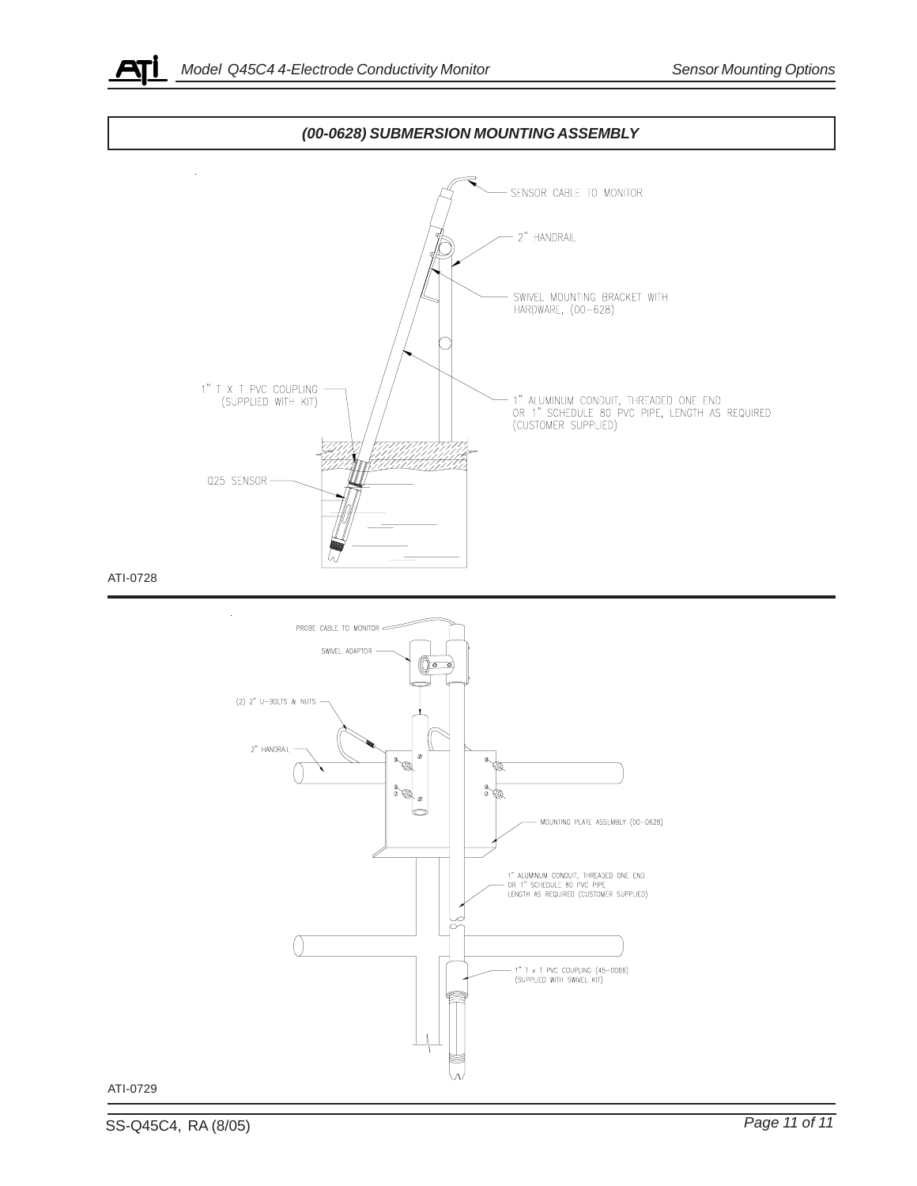## (00-0628) SUBMERSION MOUNTING ASSEMBLY

SENSOR CABLE TO MONITOR

2" HANDRAIL

SWIVEL MOUNTING BRACKET WITH HARDWARE, (00-628)

1" T X T PVC COUPLING (SUPPLIED WITH KIT)

1" ALUMINUM CONDUIT, THREADED ONE END OR 1" SCHEDULE 80 PVC PIPE, LENGTH AS REQUIRED (CUSTOMER SUPPLIED)

Q25 SENSOR

ATI-0728

PROBE CABLE TO MONITOR

SWIVEL ADAPTOR

(2) 2" U-BOLTS & NUTS

2" HANDRAIL

MOUNTING PLATE ASSEMBLY (00-0628)

1" ALUMINUM CONDUIT, THREADED ONE END OR 1" SCHEDULE 80 PVC PIPE LENGTH AS REQUIRED (CUSTOMER SUPPLIED)

1" T x T PVC COUPLING (45-0066) (SUPPLIED WITH SWIVEL KIT)

ATI-0729